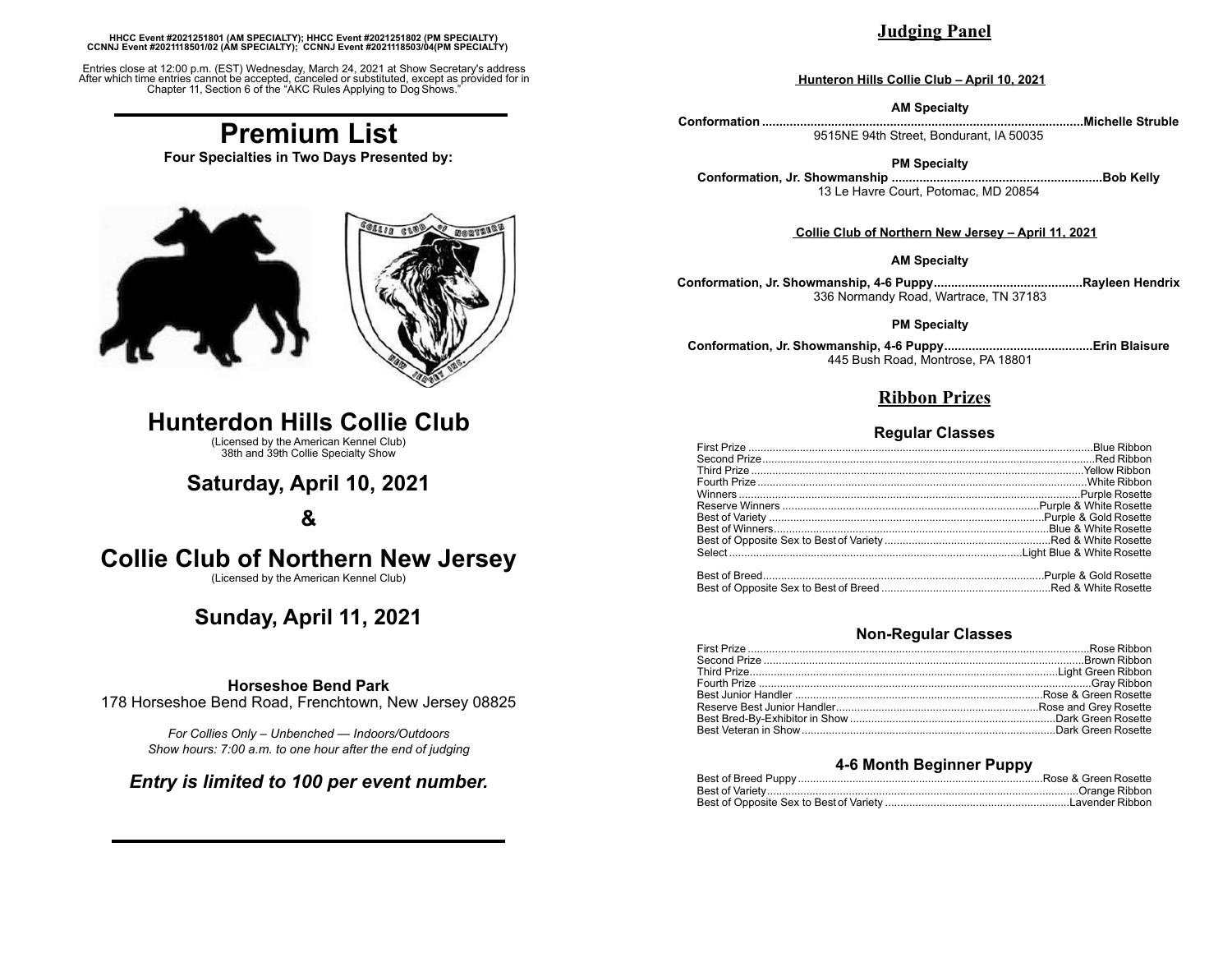**HHCC Event #2021251801 (AM SPECIALTY); HHCC Event #2021251802 (PM SPECIALTY)**
**CCNNJ Event #2021118501/02 (AM SPECIALTY); CCNNJ Event #2021118503/04(PM SPECIALTY)**

Entries close at 12:00 p.m. (EST) Wednesday, March 24, 2021 at Show Secretary's address After which time entries cannot be accepted, canceled or substituted, except as provided for in Chapter 11, Section 6 of the "AKC Rules Applying to Dog Shows."

# Premium List

**Four Specialties in Two Days Presented by:**

# Hunterdon Hills Collie Club

(Licensed by the American Kennel Club)
38th and 39th Collie Specialty Show

## Saturday, April 10, 2021

## &

# Collie Club of Northern New Jersey

(Licensed by the American Kennel Club)

## Sunday, April 11, 2021

**Horseshoe Bend Park**
178 Horseshoe Bend Road, Frenchtown, New Jersey 08825

*For Collies Only – Unbenched — Indoors/Outdoors*
*Show hours: 7:00 a.m. to one hour after the end of judging*

***Entry is limited to 100 per event number.***

## Judging Panel

**Hunteron Hills Collie Club – April 10, 2021**

**AM Specialty**

**Conformation ............................................................................................Michelle Struble**
9515NE 94th Street, Bondurant, IA 50035

**PM Specialty**

**Conformation, Jr. Showmanship ............................................................Bob Kelly**
13 Le Havre Court, Potomac, MD 20854

**Collie Club of Northern New Jersey – April 11, 2021**

**AM Specialty**

**Conformation, Jr. Showmanship, 4-6 Puppy...........................................Rayleen Hendrix**
336 Normandy Road, Wartrace, TN 37183

**PM Specialty**

**Conformation, Jr. Showmanship, 4-6 Puppy...........................................Erin Blaisure**
445 Bush Road, Montrose, PA 18801

## Ribbon Prizes

### Regular Classes

| Prize | Award |
|---|---|
| First Prize | Blue Ribbon |
| Second Prize | Red Ribbon |
| Third Prize | Yellow Ribbon |
| Fourth Prize | White Ribbon |
| Winners | Purple Rosette |
| Reserve Winners | Purple & White Rosette |
| Best of Variety | Purple & Gold Rosette |
| Best of Winners | Blue & White Rosette |
| Best of Opposite Sex to Best of Variety | Red & White Rosette |
| Select | Light Blue & White Rosette |
| Best of Breed | Purple & Gold Rosette |
| Best of Opposite Sex to Best of Breed | Red & White Rosette |

### Non-Regular Classes

| Prize | Award |
|---|---|
| First Prize | Rose Ribbon |
| Second Prize | Brown Ribbon |
| Third Prize | Light Green Ribbon |
| Fourth Prize | Gray Ribbon |
| Best Junior Handler | Rose & Green Rosette |
| Reserve Best Junior Handler | Rose and Grey Rosette |
| Best Bred-By-Exhibitor in Show | Dark Green Rosette |
| Best Veteran in Show | Dark Green Rosette |

### 4-6 Month Beginner Puppy

| Prize | Award |
|---|---|
| Best of Breed Puppy | Rose & Green Rosette |
| Best of Variety | Orange Ribbon |
| Best of Opposite Sex to Best of Variety | Lavender Ribbon |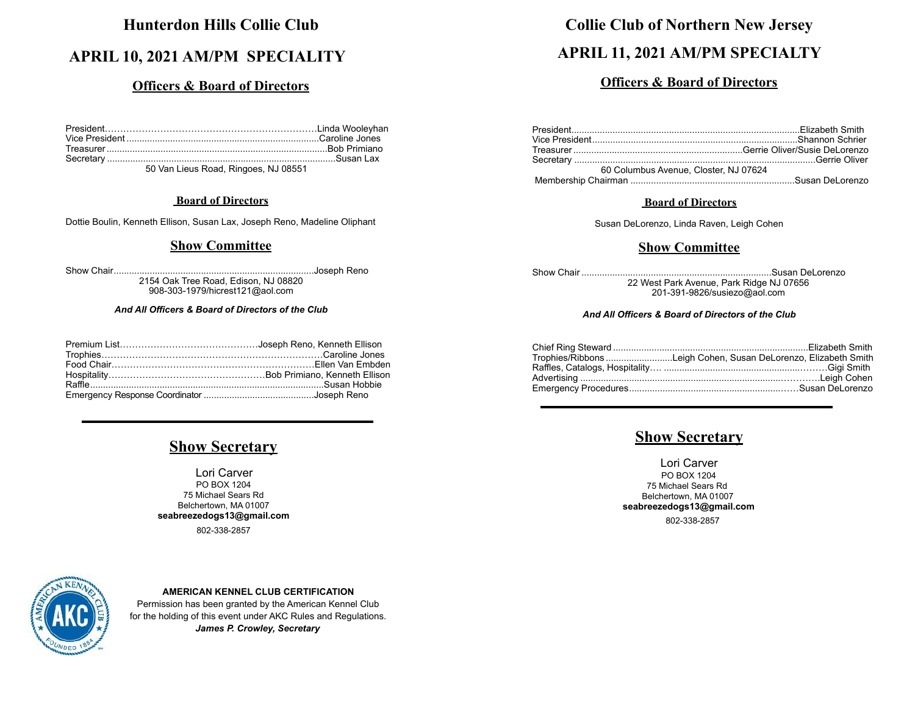# Hunterdon Hills Collie Club

## APRIL 10, 2021 AM/PM SPECIALITY

### Officers & Board of Directors

President……………………………………………………………Linda Wooleyhan
Vice President ..........................................................................Caroline Jones
Treasurer ....................................................................................Bob Primiano
Secretary ........................................................................................Susan Lax
50 Van Lieus Road, Ringoes, NJ 08551

### Board of Directors

Dottie Boulin, Kenneth Ellison, Susan Lax, Joseph Reno, Madeline Oliphant

### Show Committee

Show Chair............................................................................Joseph Reno
2154 Oak Tree Road, Edison, NJ 08820
908-303-1979/hicrest121@aol.com

***And All Officers & Board of Directors of the Club***

Premium List………………………………………Joseph Reno, Kenneth Ellison
Trophies………………………………………………………………Caroline Jones
Food Chair…………………………………………………………Ellen Van Embden
Hospitality……………………………………………Bob Primiano, Kenneth Ellison
Raffle..........................................................................................Susan Hobbie
Emergency Response Coordinator ..........................................Joseph Reno

---

## Show Secretary

Lori Carver
PO BOX 1204
75 Michael Sears Rd
Belchertown, MA 01007
**seabreezedogs13@gmail.com**
802-338-2857

**AMERICAN KENNEL CLUB CERTIFICATION**
Permission has been granted by the American Kennel Club for the holding of this event under AKC Rules and Regulations.
***James P. Crowley, Secretary***

# Collie Club of Northern New Jersey

## APRIL 11, 2021 AM/PM SPECIALTY

### Officers & Board of Directors

President.......................................................................................Elizabeth Smith
Vice President..............................................................................Shannon Schrier
Treasurer .................................................................Gerrie Oliver/Susie DeLorenzo
Secretary ............................................................................................Gerrie Oliver
60 Columbus Avenue, Closter, NJ 07624
Membership Chairman ...............................................................Susan DeLorenzo

### Board of Directors

Susan DeLorenzo, Linda Raven, Leigh Cohen

### Show Committee

Show Chair ........................................................................Susan DeLorenzo
22 West Park Avenue, Park Ridge NJ 07656
201-391-9826/susiezo@aol.com

***And All Officers & Board of Directors of the Club***

Chief Ring Steward ..........................................................................Elizabeth Smith
Trophies/Ribbons ..........................Leigh Cohen, Susan DeLorenzo, Elizabeth Smith
Raffles, Catalogs, Hospitality…. ..........................................................………Gigi Smith
Advertising .........................................................................................………Leigh Cohen
Emergency Procedures...............................................................……Susan DeLorenzo

---

## Show Secretary

Lori Carver
PO BOX 1204
75 Michael Sears Rd
Belchertown, MA 01007
**seabreezedogs13@gmail.com**
802-338-2857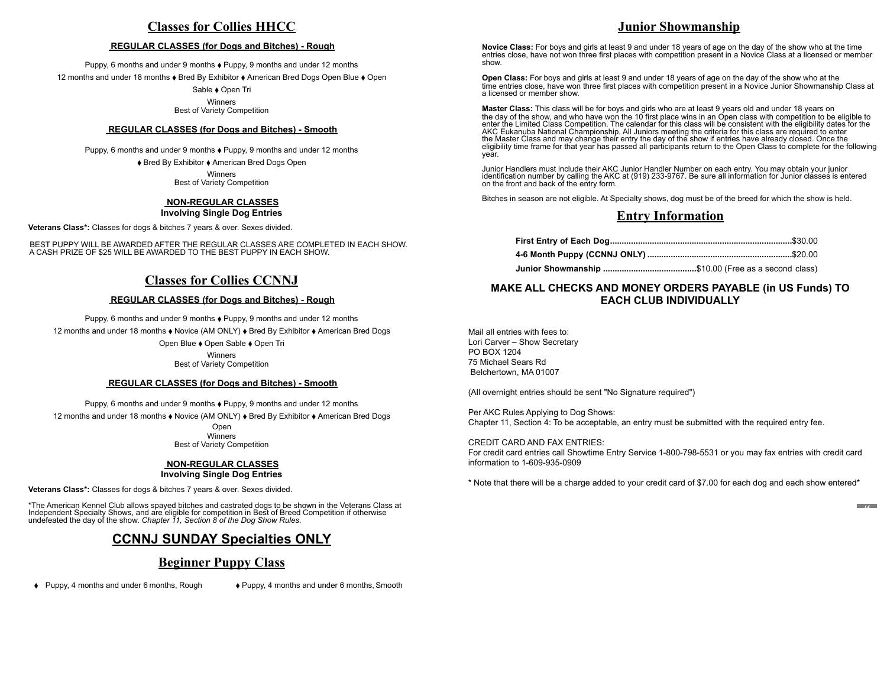## Classes for Collies HHCC

### REGULAR CLASSES (for Dogs and Bitches) - Rough

Puppy, 6 months and under 9 months ♦ Puppy, 9 months and under 12 months

12 months and under 18 months ♦ Bred By Exhibitor ♦ American Bred Dogs Open Blue ♦ Open Sable ♦ Open Tri

Winners
Best of Variety Competition

### REGULAR CLASSES (for Dogs and Bitches) - Smooth

Puppy, 6 months and under 9 months ♦ Puppy, 9 months and under 12 months

♦ Bred By Exhibitor ♦ American Bred Dogs Open

Winners
Best of Variety Competition

### NON-REGULAR CLASSES
**Involving Single Dog Entries**

**Veterans Class*:** Classes for dogs & bitches 7 years & over. Sexes divided.

BEST PUPPY WILL BE AWARDED AFTER THE REGULAR CLASSES ARE COMPLETED IN EACH SHOW. A CASH PRIZE OF $25 WILL BE AWARDED TO THE BEST PUPPY IN EACH SHOW.

## Classes for Collies CCNNJ

### REGULAR CLASSES (for Dogs and Bitches) - Rough

Puppy, 6 months and under 9 months ♦ Puppy, 9 months and under 12 months

12 months and under 18 months ♦ Novice (AM ONLY) ♦ Bred By Exhibitor ♦ American Bred Dogs

Open Blue ♦ Open Sable ♦ Open Tri

Winners
Best of Variety Competition

### REGULAR CLASSES (for Dogs and Bitches) - Smooth

Puppy, 6 months and under 9 months ♦ Puppy, 9 months and under 12 months

12 months and under 18 months ♦ Novice (AM ONLY) ♦ Bred By Exhibitor ♦ American Bred Dogs

Open
Winners
Best of Variety Competition

### NON-REGULAR CLASSES
**Involving Single Dog Entries**

**Veterans Class*:** Classes for dogs & bitches 7 years & over. Sexes divided.

*The American Kennel Club allows spayed bitches and castrated dogs to be shown in the Veterans Class at Independent Specialty Shows, and are eligible for competition in Best of Breed Competition if otherwise undefeated the day of the show. *Chapter 11, Section 8 of the Dog Show Rules.*

## CCNNJ SUNDAY Specialties ONLY

## Beginner Puppy Class

- Puppy, 4 months and under 6 months, Rough
- Puppy, 4 months and under 6 months, Smooth

## Junior Showmanship

**Novice Class:** For boys and girls at least 9 and under 18 years of age on the day of the show who at the time entries close, have not won three first places with competition present in a Novice Class at a licensed or member show.

**Open Class:** For boys and girls at least 9 and under 18 years of age on the day of the show who at the time entries close, have won three first places with competition present in a Novice Junior Showmanship Class at a licensed or member show.

**Master Class:** This class will be for boys and girls who are at least 9 years old and under 18 years on the day of the show, and who have won the 10 first place wins in an Open class with competition to be eligible to enter the Limited Class Competition. The calendar for this class will be consistent with the eligibility dates for the AKC Eukanuba National Championship. All Juniors meeting the criteria for this class are required to enter the Master Class and may change their entry the day of the show if entries have already closed. Once the eligibility time frame for that year has passed all participants return to the Open Class to complete for the following year.

Junior Handlers must include their AKC Junior Handler Number on each entry. You may obtain your junior identification number by calling the AKC at (919) 233-9767. Be sure all information for Junior classes is entered on the front and back of the entry form.

Bitches in season are not eligible. At Specialty shows, dog must be of the breed for which the show is held.

## Entry Information

**First Entry of Each Dog**............................................................................$30.00
**4-6 Month Puppy (CCNNJ ONLY)** ............................................................$20.00
**Junior Showmanship** ........................................$10.00 (Free as a second class)

### MAKE ALL CHECKS AND MONEY ORDERS PAYABLE (in US Funds) TO EACH CLUB INDIVIDUALLY

Mail all entries with fees to:
Lori Carver – Show Secretary
PO BOX 1204
75 Michael Sears Rd
Belchertown, MA 01007

(All overnight entries should be sent "No Signature required")

Per AKC Rules Applying to Dog Shows:
Chapter 11, Section 4: To be acceptable, an entry must be submitted with the required entry fee.

CREDIT CARD AND FAX ENTRIES:
For credit card entries call Showtime Entry Service 1-800-798-5531 or you may fax entries with credit card information to 1-609-935-0909

* Note that there will be a charge added to your credit card of $7.00 for each dog and each show entered*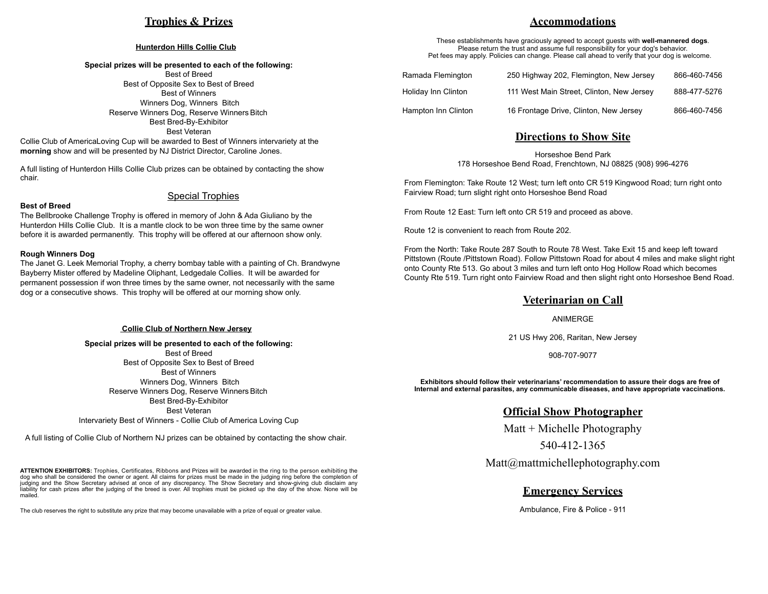## Trophies & Prizes

### Hunterdon Hills Collie Club

**Special prizes will be presented to each of the following:**

Best of Breed
Best of Opposite Sex to Best of Breed
Best of Winners
Winners Dog, Winners Bitch
Reserve Winners Dog, Reserve Winners Bitch
Best Bred-By-Exhibitor
Best Veteran

Collie Club of AmericaLoving Cup will be awarded to Best of Winners intervariety at the **morning** show and will be presented by NJ District Director, Caroline Jones.

A full listing of Hunterdon Hills Collie Club prizes can be obtained by contacting the show chair.

### Special Trophies

**Best of Breed**
The Bellbrooke Challenge Trophy is offered in memory of John & Ada Giuliano by the Hunterdon Hills Collie Club. It is a mantle clock to be won three time by the same owner before it is awarded permanently. This trophy will be offered at our afternoon show only.

**Rough Winners Dog**
The Janet G. Leek Memorial Trophy, a cherry bombay table with a painting of Ch. Brandwyne Bayberry Mister offered by Madeline Oliphant, Ledgedale Collies. It will be awarded for permanent possession if won three times by the same owner, not necessarily with the same dog or a consecutive shows. This trophy will be offered at our morning show only.

### Collie Club of Northern New Jersey

**Special prizes will be presented to each of the following:**

Best of Breed
Best of Opposite Sex to Best of Breed
Best of Winners
Winners Dog, Winners Bitch
Reserve Winners Dog, Reserve Winners Bitch
Best Bred-By-Exhibitor
Best Veteran
Intervariety Best of Winners - Collie Club of America Loving Cup

A full listing of Collie Club of Northern NJ prizes can be obtained by contacting the show chair.

**ATTENTION EXHIBITORS:** Trophies, Certificates, Ribbons and Prizes will be awarded in the ring to the person exhibiting the dog who shall be considered the owner or agent. All claims for prizes must be made in the judging ring before the completion of judging and the Show Secretary advised at once of any discrepancy. The Show Secretary and show-giving club disclaim any liability for cash prizes after the judging of the breed is over. All trophies must be picked up the day of the show. None will be mailed.

The club reserves the right to substitute any prize that may become unavailable with a prize of equal or greater value.

## Accommodations

These establishments have graciously agreed to accept guests with **well-mannered dogs**. Please return the trust and assume full responsibility for your dog's behavior. Pet fees may apply. Policies can change. Please call ahead to verify that your dog is welcome.

| | | |
|---|---|---|
| Ramada Flemington | 250 Highway 202, Flemington, New Jersey | 866-460-7456 |
| Holiday Inn Clinton | 111 West Main Street, Clinton, New Jersey | 888-477-5276 |
| Hampton Inn Clinton | 16 Frontage Drive, Clinton, New Jersey | 866-460-7456 |

## Directions to Show Site

Horseshoe Bend Park
178 Horseshoe Bend Road, Frenchtown, NJ 08825 (908) 996-4276

From Flemington: Take Route 12 West; turn left onto CR 519 Kingwood Road; turn right onto Fairview Road; turn slight right onto Horseshoe Bend Road

From Route 12 East: Turn left onto CR 519 and proceed as above.

Route 12 is convenient to reach from Route 202.

From the North: Take Route 287 South to Route 78 West. Take Exit 15 and keep left toward Pittstown (Route /Pittstown Road). Follow Pittstown Road for about 4 miles and make slight right onto County Rte 513. Go about 3 miles and turn left onto Hog Hollow Road which becomes County Rte 519. Turn right onto Fairview Road and then slight right onto Horseshoe Bend Road.

## Veterinarian on Call

ANIMERGE

21 US Hwy 206, Raritan, New Jersey

908-707-9077

**Exhibitors should follow their veterinarians' recommendation to assure their dogs are free of Internal and external parasites, any communicable diseases, and have appropriate vaccinations.**

## Official Show Photographer

Matt + Michelle Photography

540-412-1365

Matt@mattmichellephotography.com

## Emergency Services

Ambulance, Fire & Police - 911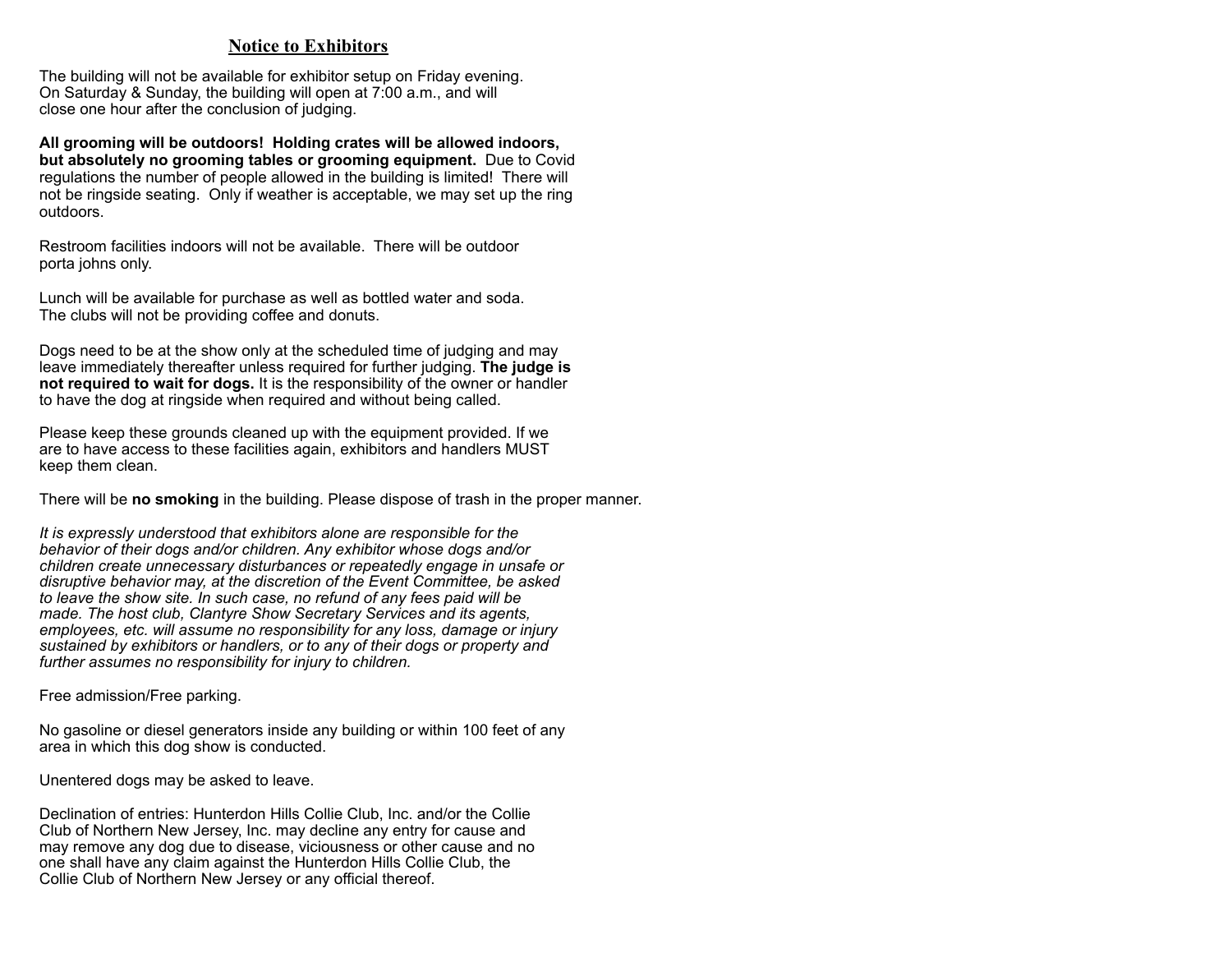## Notice to Exhibitors

The building will not be available for exhibitor setup on Friday evening. On Saturday & Sunday, the building will open at 7:00 a.m., and will close one hour after the conclusion of judging.

**All grooming will be outdoors! Holding crates will be allowed indoors, but absolutely no grooming tables or grooming equipment.** Due to Covid regulations the number of people allowed in the building is limited! There will not be ringside seating. Only if weather is acceptable, we may set up the ring outdoors.

Restroom facilities indoors will not be available. There will be outdoor porta johns only.

Lunch will be available for purchase as well as bottled water and soda. The clubs will not be providing coffee and donuts.

Dogs need to be at the show only at the scheduled time of judging and may leave immediately thereafter unless required for further judging. **The judge is not required to wait for dogs.** It is the responsibility of the owner or handler to have the dog at ringside when required and without being called.

Please keep these grounds cleaned up with the equipment provided. If we are to have access to these facilities again, exhibitors and handlers MUST keep them clean.

There will be **no smoking** in the building. Please dispose of trash in the proper manner.

*It is expressly understood that exhibitors alone are responsible for the behavior of their dogs and/or children. Any exhibitor whose dogs and/or children create unnecessary disturbances or repeatedly engage in unsafe or disruptive behavior may, at the discretion of the Event Committee, be asked to leave the show site. In such case, no refund of any fees paid will be made. The host club, Clantyre Show Secretary Services and its agents, employees, etc. will assume no responsibility for any loss, damage or injury sustained by exhibitors or handlers, or to any of their dogs or property and further assumes no responsibility for injury to children.*

Free admission/Free parking.

No gasoline or diesel generators inside any building or within 100 feet of any area in which this dog show is conducted.

Unentered dogs may be asked to leave.

Declination of entries: Hunterdon Hills Collie Club, Inc. and/or the Collie Club of Northern New Jersey, Inc. may decline any entry for cause and may remove any dog due to disease, viciousness or other cause and no one shall have any claim against the Hunterdon Hills Collie Club, the Collie Club of Northern New Jersey or any official thereof.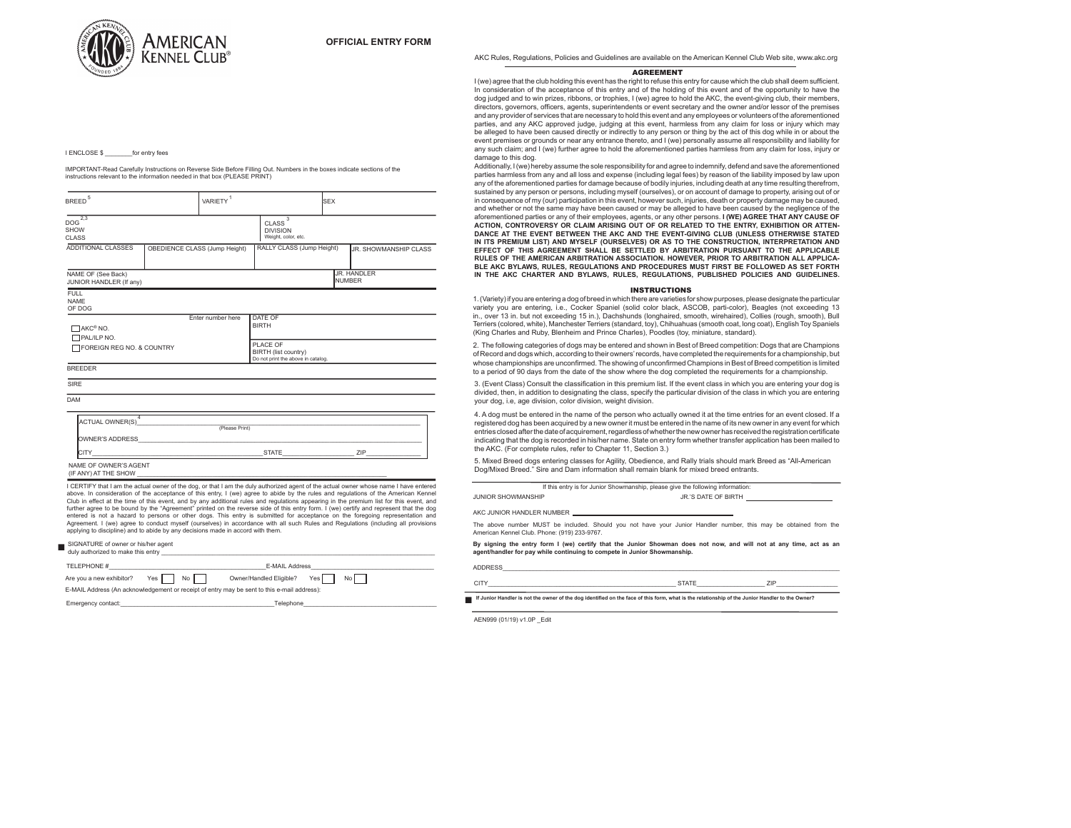AMERICAN KENNEL CLUB®

# OFFICIAL ENTRY FORM

I ENCLOSE $ ________for entry fees

IMPORTANT-Read Carefully Instructions on Reverse Side Before Filling Out. Numbers in the boxes indicate sections of the instructions relevant to the information needed in that box (PLEASE PRINT)

| BREED [5] | VARIETY [1] | SEX | |
|---|---|---|---|
| DOG SHOW CLASS [2,3] | | CLASS [3] DIVISION Weight, color, etc. | |
| ADDITIONAL CLASSES | OBEDIENCE CLASS (Jump Height) | RALLY CLASS (Jump Height) | JR. SHOWMANSHIP CLASS |
| NAME OF (See Back) JUNIOR HANDLER (If any) | | | JR. HANDLER NUMBER |
| FULL NAME OF DOG | | | |
| ☐ AKC® NO. ☐ PAL/ILP NO. ☐ FOREIGN REG NO. & COUNTRY | Enter number here | DATE OF BIRTH | |
| | | PLACE OF BIRTH (list country) Do not print the above in catalog. | |
| BREEDER | | | |
| SIRE | | | |
| DAM | | | |

ACTUAL OWNER(S)[4] ____________________ (Please Print)

OWNER'S ADDRESS____________________

CITY____________________ STATE__________ ZIP__________

NAME OF OWNER'S AGENT (IF ANY) AT THE SHOW ____________________

I CERTIFY that I am the actual owner of the dog, or that I am the duly authorized agent of the actual owner whose name I have entered above. In consideration of the acceptance of this entry, I (we) agree to abide by the rules and regulations of the American Kennel Club in effect at the time of this event, and by any additional rules and regulations appearing in the premium list for this event, and further agree to be bound by the "Agreement" printed on the reverse side of this entry form. I (we) certify and represent that the dog entered is not a hazard to persons or other dogs. This entry is submitted for acceptance on the foregoing representation and Agreement. I (we) agree to conduct myself (ourselves) in accordance with all such Rules and Regulations (including all provisions applying to discipline) and to abide by any decisions made in accord with them.

SIGNATURE of owner or his/her agent duly authorized to make this entry ____________________

TELEPHONE #____________________ E-MAIL Address____________________

Are you a new exhibitor? Yes ☐ No ☐ Owner/Handled Eligible? Yes ☐ No ☐

E-MAIL Address (An acknowledgement or receipt of entry may be sent to this e-mail address):

Emergency contact:____________________ Telephone____________________

AKC Rules, Regulations, Policies and Guidelines are available on the American Kennel Club Web site, www.akc.org

## AGREEMENT

I (we) agree that the club holding this event has the right to refuse this entry for cause which the club shall deem sufficient. In consideration of the acceptance of this entry and of the holding of this event and of the opportunity to have the dog judged and to win prizes, ribbons, or trophies, I (we) agree to hold the AKC, the event-giving club, their members, directors, governors, officers, agents, superintendents or event secretary and the owner and/or lessor of the premises and any provider of services that are necessary to hold this event and any employees or volunteers of the aforementioned parties, and any AKC approved judge, judging at this event, harmless from any claim for loss or injury which may be alleged to have been caused directly or indirectly to any person or thing by the act of this dog while in or about the event premises or grounds or near any entrance thereto, and I (we) personally assume all responsibility and liability for any such claim; and I (we) further agree to hold the aforementioned parties harmless from any claim for loss, injury or damage to this dog.

Additionally, I (we) hereby assume the sole responsibility for and agree to indemnify, defend and save the aforementioned parties harmless from any and all loss and expense (including legal fees) by reason of the liability imposed by law upon any of the aforementioned parties for damage because of bodily injuries, including death at any time resulting therefrom, sustained by any person or persons, including myself (ourselves), or on account of damage to property, arising out of or in consequence of my (our) participation in this event, however such, injuries, death or property damage may be caused, and whether or not the same may have been caused or may be alleged to have been caused by the negligence of the aforementioned parties or any of their employees, agents, or any other persons. **I (WE) AGREE THAT ANY CAUSE OF ACTION, CONTROVERSY OR CLAIM ARISING OUT OF OR RELATED TO THE ENTRY, EXHIBITION OR ATTENDANCE AT THE EVENT BETWEEN THE AKC AND THE EVENT-GIVING CLUB (UNLESS OTHERWISE STATED IN ITS PREMIUM LIST) AND MYSELF (OURSELVES) OR AS TO THE CONSTRUCTION, INTERPRETATION AND EFFECT OF THIS AGREEMENT SHALL BE SETTLED BY ARBITRATION PURSUANT TO THE APPLICABLE RULES OF THE AMERICAN ARBITRATION ASSOCIATION. HOWEVER, PRIOR TO ARBITRATION ALL APPLICABLE AKC BYLAWS, RULES, REGULATIONS AND PROCEDURES MUST FIRST BE FOLLOWED AS SET FORTH IN THE AKC CHARTER AND BYLAWS, RULES, REGULATIONS, PUBLISHED POLICIES AND GUIDELINES.**

## INSTRUCTIONS

1. (Variety) if you are entering a dog of breed in which there are varieties for show purposes, please designate the particular variety you are entering, i.e., Cocker Spaniel (solid color black, ASCOB, parti-color), Beagles (not exceeding 13 in., over 13 in. but not exceeding 15 in.), Dachshunds (longhaired, smooth, wirehaired), Collies (rough, smooth), Bull Terriers (colored, white), Manchester Terriers (standard, toy), Chihuahuas (smooth coat, long coat), English Toy Spaniels (King Charles and Ruby, Blenheim and Prince Charles), Poodles (toy, miniature, standard).

2. The following categories of dogs may be entered and shown in Best of Breed competition: Dogs that are Champions of Record and dogs which, according to their owners' records, have completed the requirements for a championship, but whose championships are unconfirmed. The showing of unconfirmed Champions in Best of Breed competition is limited to a period of 90 days from the date of the show where the dog completed the requirements for a championship.

3. (Event Class) Consult the classification in this premium list. If the event class in which you are entering your dog is divided, then, in addition to designating the class, specify the particular division of the class in which you are entering your dog, i.e, age division, color division, weight division.

4. A dog must be entered in the name of the person who actually owned it at the time entries for an event closed. If a registered dog has been acquired by a new owner it must be entered in the name of its new owner in any event for which entries closed after the date of acquirement, regardless of whether the new owner has received the registration certificate indicating that the dog is recorded in his/her name. State on entry form whether transfer application has been mailed to the AKC. (For complete rules, refer to Chapter 11, Section 3.)

5. Mixed Breed dogs entering classes for Agility, Obedience, and Rally trials should mark Breed as "All-American Dog/Mixed Breed." Sire and Dam information shall remain blank for mixed breed entrants.

If this entry is for Junior Showmanship, please give the following information:

JUNIOR SHOWMANSHIP JR.'S DATE OF BIRTH ____________________

AKC JUNIOR HANDLER NUMBER ____________________

The above number MUST be included. Should you not have your Junior Handler number, this may be obtained from the American Kennel Club. Phone: (919) 233-9767.

**By signing the entry form I (we) certify that the Junior Showman does not now, and will not at any time, act as an agent/handler for pay while continuing to compete in Junior Showmanship.**

ADDRESS____________________

CITY____________________ STATE__________ ZIP__________

**If Junior Handler is not the owner of the dog identified on the face of this form, what is the relationship of the Junior Handler to the Owner?**

AEN999 (01/19) v1.0P _Edit